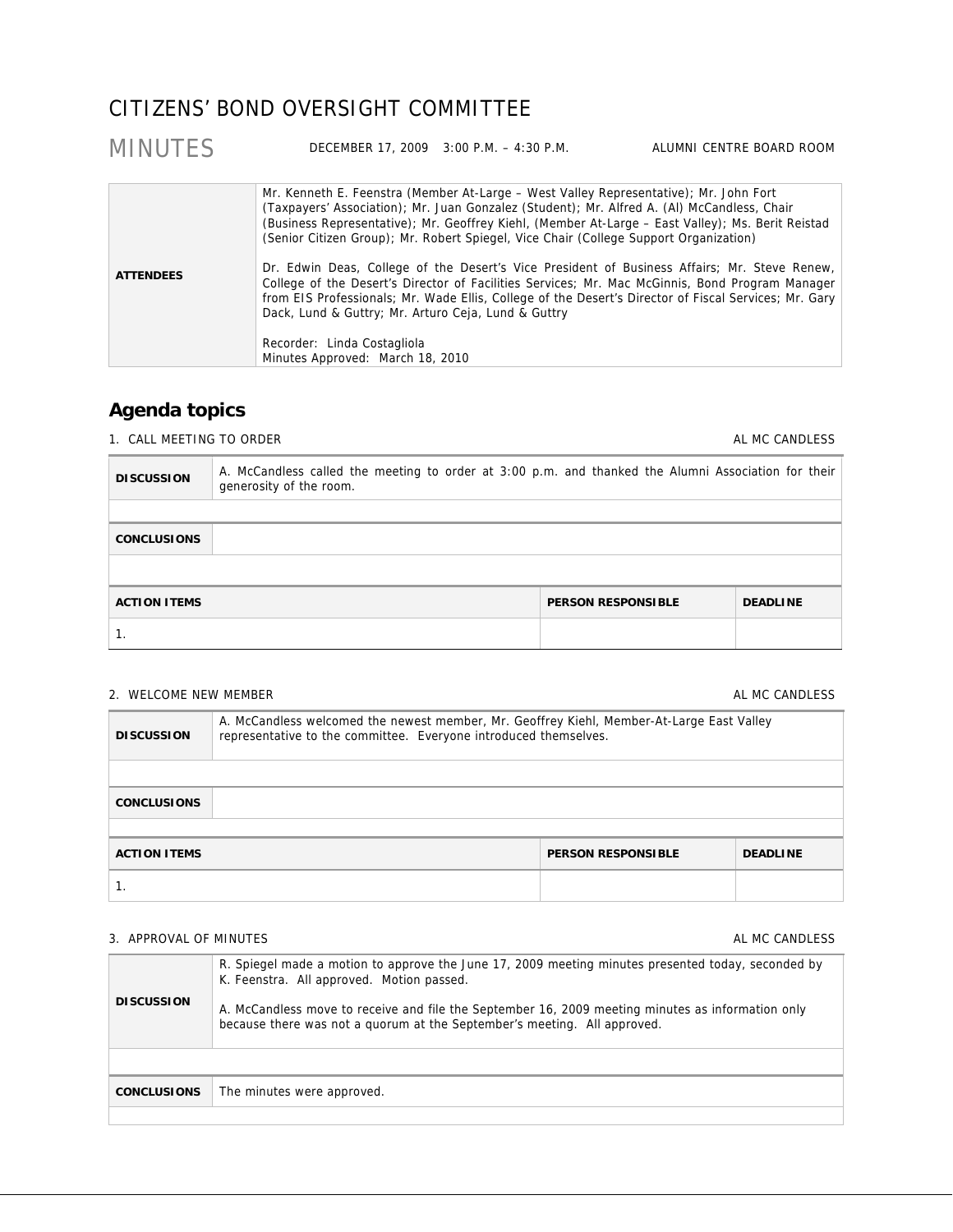# CITIZENS' BOND OVERSIGHT COMMITTEE

## MINUTES

DECEMBER 17, 2009 3:00 P.M. – 4:30 P.M. ALUMNI CENTRE BOARD ROOM

| | |
|---|---|
| **ATTENDEES** | Mr. Kenneth E. Feenstra (Member At-Large – West Valley Representative); Mr. John Fort (Taxpayers' Association); Mr. Juan Gonzalez (Student); Mr. Alfred A. (Al) McCandless, Chair (Business Representative); Mr. Geoffrey Kiehl, (Member At-Large – East Valley); Ms. Berit Reistad (Senior Citizen Group); Mr. Robert Spiegel, Vice Chair (College Support Organization)<br><br>Dr. Edwin Deas, College of the Desert's Vice President of Business Affairs; Mr. Steve Renew, College of the Desert's Director of Facilities Services; Mr. Mac McGinnis, Bond Program Manager from EIS Professionals; Mr. Wade Ellis, College of the Desert's Director of Fiscal Services; Mr. Gary Dack, Lund & Guttry; Mr. Arturo Ceja, Lund & Guttry<br><br>Recorder: Linda Costagliola<br>Minutes Approved: March 18, 2010 |

## Agenda topics

### 1. CALL MEETING TO ORDER — AL MC CANDLESS

| | |
|---|---|
| **DISCUSSION** | A. McCandless called the meeting to order at 3:00 p.m. and thanked the Alumni Association for their generosity of the room. |
| **CONCLUSIONS** | |

| ACTION ITEMS | PERSON RESPONSIBLE | DEADLINE |
|---|---|---|
| 1. | | |

### 2. WELCOME NEW MEMBER — AL MC CANDLESS

| | |
|---|---|
| **DISCUSSION** | A. McCandless welcomed the newest member, Mr. Geoffrey Kiehl, Member-At-Large East Valley representative to the committee. Everyone introduced themselves. |
| **CONCLUSIONS** | |

| ACTION ITEMS | PERSON RESPONSIBLE | DEADLINE |
|---|---|---|
| 1. | | |

### 3. APPROVAL OF MINUTES — AL MC CANDLESS

| | |
|---|---|
| **DISCUSSION** | R. Spiegel made a motion to approve the June 17, 2009 meeting minutes presented today, seconded by K. Feenstra. All approved. Motion passed.<br><br>A. McCandless move to receive and file the September 16, 2009 meeting minutes as information only because there was not a quorum at the September's meeting. All approved. |
| **CONCLUSIONS** | The minutes were approved. |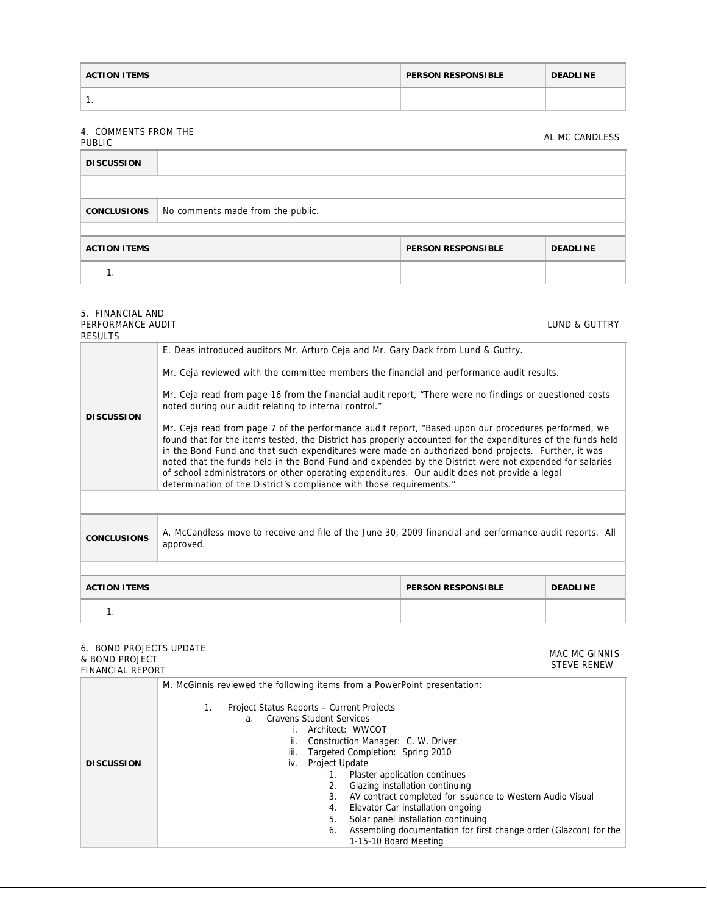| ACTION ITEMS | PERSON RESPONSIBLE | DEADLINE |
| --- | --- | --- |
| 1. | | |

4. COMMENTS FROM THE PUBLIC — AL MC CANDLESS

| DISCUSSION | |
| --- | --- |
| | |
| CONCLUSIONS | No comments made from the public. |

| ACTION ITEMS | PERSON RESPONSIBLE | DEADLINE |
| --- | --- | --- |
| 1. | | |

5. FINANCIAL AND PERFORMANCE AUDIT RESULTS — LUND & GUTTRY

| DISCUSSION | E. Deas introduced auditors Mr. Arturo Ceja and Mr. Gary Dack from Lund & Guttry.<br><br>Mr. Ceja reviewed with the committee members the financial and performance audit results.<br><br>Mr. Ceja read from page 16 from the financial audit report, "There were no findings or questioned costs noted during our audit relating to internal control."<br><br>Mr. Ceja read from page 7 of the performance audit report, "Based upon our procedures performed, we found that for the items tested, the District has properly accounted for the expenditures of the funds held in the Bond Fund and that such expenditures were made on authorized bond projects. Further, it was noted that the funds held in the Bond Fund and expended by the District were not expended for salaries of school administrators or other operating expenditures. Our audit does not provide a legal determination of the District's compliance with those requirements." |
| --- | --- |
| | |
| CONCLUSIONS | A. McCandless move to receive and file of the June 30, 2009 financial and performance audit reports. All approved. |

| ACTION ITEMS | PERSON RESPONSIBLE | DEADLINE |
| --- | --- | --- |
| 1. | | |

6. BOND PROJECTS UPDATE & BOND PROJECT FINANCIAL REPORT — MAC MC GINNIS, STEVE RENEW

**DISCUSSION**

M. McGinnis reviewed the following items from a PowerPoint presentation:

1. Project Status Reports – Current Projects
   a. Cravens Student Services
      i. Architect: WWCOT
      ii. Construction Manager: C. W. Driver
      iii. Targeted Completion: Spring 2010
      iv. Project Update
         1. Plaster application continues
         2. Glazing installation continuing
         3. AV contract completed for issuance to Western Audio Visual
         4. Elevator Car installation ongoing
         5. Solar panel installation continuing
         6. Assembling documentation for first change order (Glazcon) for the 1-15-10 Board Meeting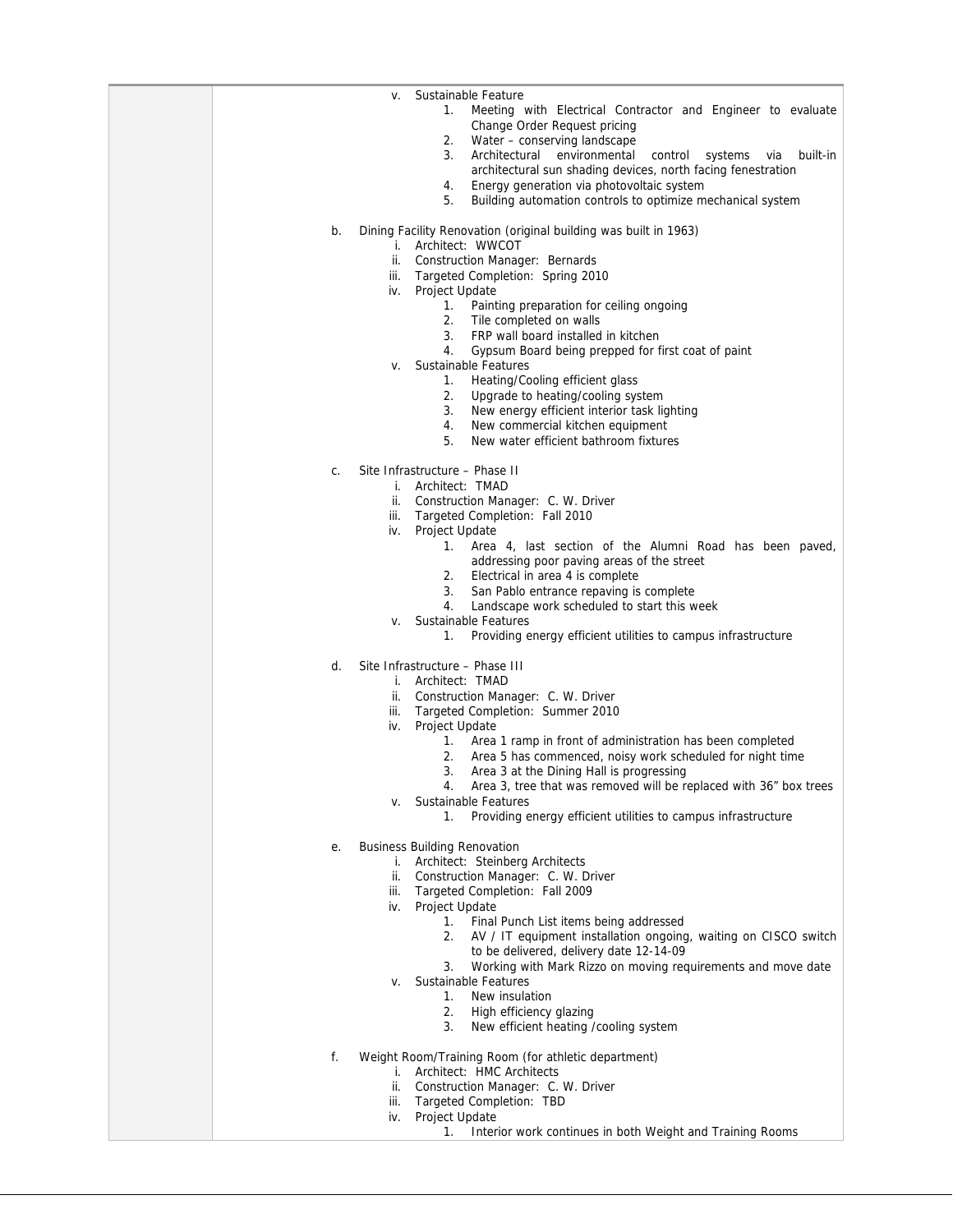- v. Sustainable Feature
  1. Meeting with Electrical Contractor and Engineer to evaluate Change Order Request pricing
  2. Water – conserving landscape
  3. Architectural environmental control systems via built-in architectural sun shading devices, north facing fenestration
  4. Energy generation via photovoltaic system
  5. Building automation controls to optimize mechanical system

b. Dining Facility Renovation (original building was built in 1963)
- i. Architect: WWCOT
- ii. Construction Manager: Bernards
- iii. Targeted Completion: Spring 2010
- iv. Project Update
  1. Painting preparation for ceiling ongoing
  2. Tile completed on walls
  3. FRP wall board installed in kitchen
  4. Gypsum Board being prepped for first coat of paint
- v. Sustainable Features
  1. Heating/Cooling efficient glass
  2. Upgrade to heating/cooling system
  3. New energy efficient interior task lighting
  4. New commercial kitchen equipment
  5. New water efficient bathroom fixtures

c. Site Infrastructure – Phase II
- i. Architect: TMAD
- ii. Construction Manager: C. W. Driver
- iii. Targeted Completion: Fall 2010
- iv. Project Update
  1. Area 4, last section of the Alumni Road has been paved, addressing poor paving areas of the street
  2. Electrical in area 4 is complete
  3. San Pablo entrance repaving is complete
  4. Landscape work scheduled to start this week
- v. Sustainable Features
  1. Providing energy efficient utilities to campus infrastructure

d. Site Infrastructure – Phase III
- i. Architect: TMAD
- ii. Construction Manager: C. W. Driver
- iii. Targeted Completion: Summer 2010
- iv. Project Update
  1. Area 1 ramp in front of administration has been completed
  2. Area 5 has commenced, noisy work scheduled for night time
  3. Area 3 at the Dining Hall is progressing
  4. Area 3, tree that was removed will be replaced with 36" box trees
- v. Sustainable Features
  1. Providing energy efficient utilities to campus infrastructure

e. Business Building Renovation
- i. Architect: Steinberg Architects
- ii. Construction Manager: C. W. Driver
- iii. Targeted Completion: Fall 2009
- iv. Project Update
  1. Final Punch List items being addressed
  2. AV / IT equipment installation ongoing, waiting on CISCO switch to be delivered, delivery date 12-14-09
  3. Working with Mark Rizzo on moving requirements and move date
- v. Sustainable Features
  1. New insulation
  2. High efficiency glazing
  3. New efficient heating /cooling system

f. Weight Room/Training Room (for athletic department)
- i. Architect: HMC Architects
- ii. Construction Manager: C. W. Driver
- iii. Targeted Completion: TBD
- iv. Project Update
  1. Interior work continues in both Weight and Training Rooms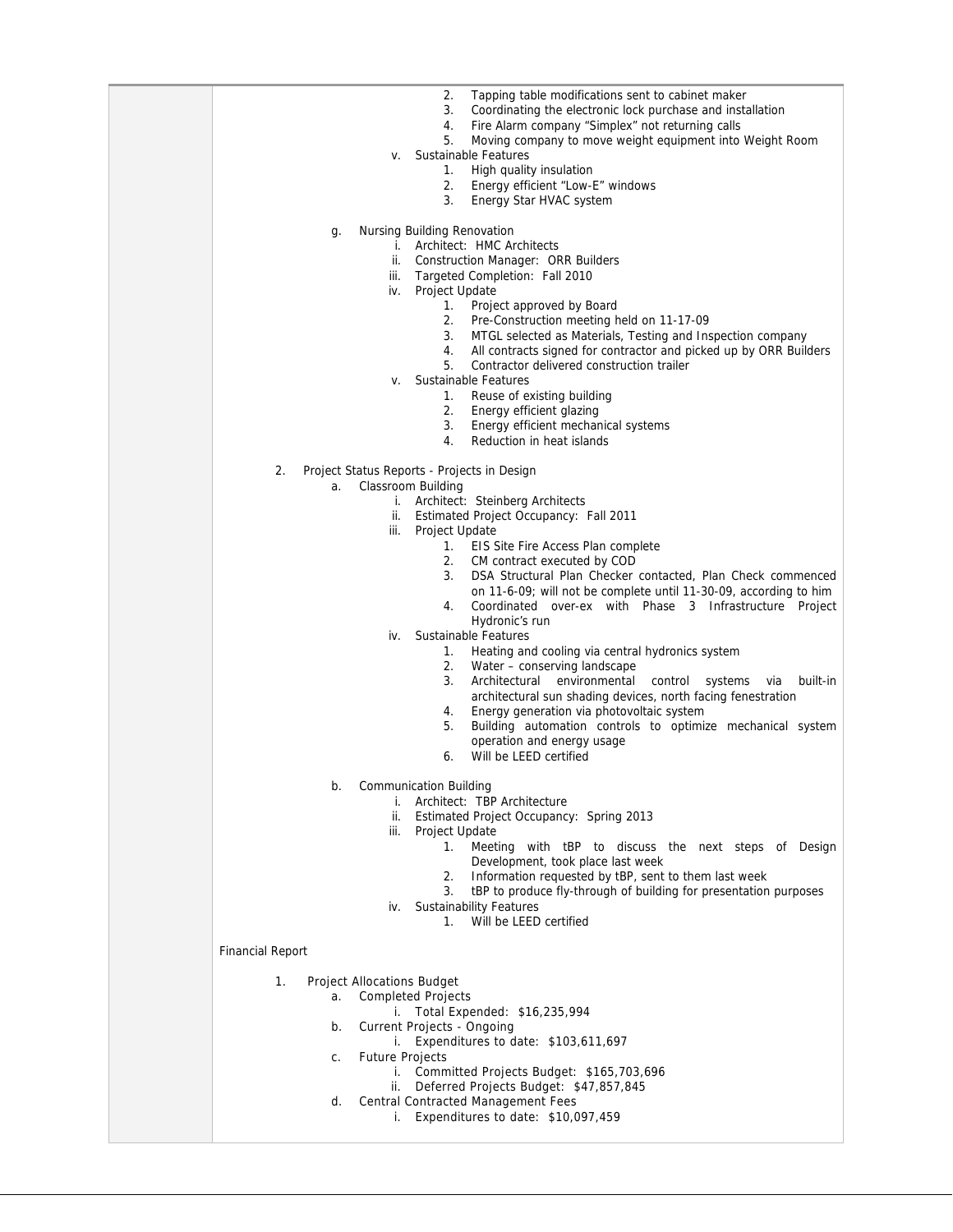2. Tapping table modifications sent to cabinet maker
3. Coordinating the electronic lock purchase and installation
4. Fire Alarm company "Simplex" not returning calls
5. Moving company to move weight equipment into Weight Room

v. Sustainable Features
1. High quality insulation
2. Energy efficient "Low-E" windows
3. Energy Star HVAC system

g. Nursing Building Renovation
i. Architect: HMC Architects
ii. Construction Manager: ORR Builders
iii. Targeted Completion: Fall 2010
iv. Project Update
1. Project approved by Board
2. Pre-Construction meeting held on 11-17-09
3. MTGL selected as Materials, Testing and Inspection company
4. All contracts signed for contractor and picked up by ORR Builders
5. Contractor delivered construction trailer

v. Sustainable Features
1. Reuse of existing building
2. Energy efficient glazing
3. Energy efficient mechanical systems
4. Reduction in heat islands

2. Project Status Reports - Projects in Design

a. Classroom Building
i. Architect: Steinberg Architects
ii. Estimated Project Occupancy: Fall 2011
iii. Project Update
1. EIS Site Fire Access Plan complete
2. CM contract executed by COD
3. DSA Structural Plan Checker contacted, Plan Check commenced on 11-6-09; will not be complete until 11-30-09, according to him
4. Coordinated over-ex with Phase 3 Infrastructure Project Hydronic's run

iv. Sustainable Features
1. Heating and cooling via central hydronics system
2. Water – conserving landscape
3. Architectural environmental control systems via built-in architectural sun shading devices, north facing fenestration
4. Energy generation via photovoltaic system
5. Building automation controls to optimize mechanical system operation and energy usage
6. Will be LEED certified

b. Communication Building
i. Architect: TBP Architecture
ii. Estimated Project Occupancy: Spring 2013
iii. Project Update
1. Meeting with tBP to discuss the next steps of Design Development, took place last week
2. Information requested by tBP, sent to them last week
3. tBP to produce fly-through of building for presentation purposes

iv. Sustainability Features
1. Will be LEED certified

Financial Report

1. Project Allocations Budget

a. Completed Projects
i. Total Expended: $16,235,994

b. Current Projects - Ongoing
i. Expenditures to date: $103,611,697

c. Future Projects
i. Committed Projects Budget: $165,703,696
ii. Deferred Projects Budget: $47,857,845

d. Central Contracted Management Fees
i. Expenditures to date: $10,097,459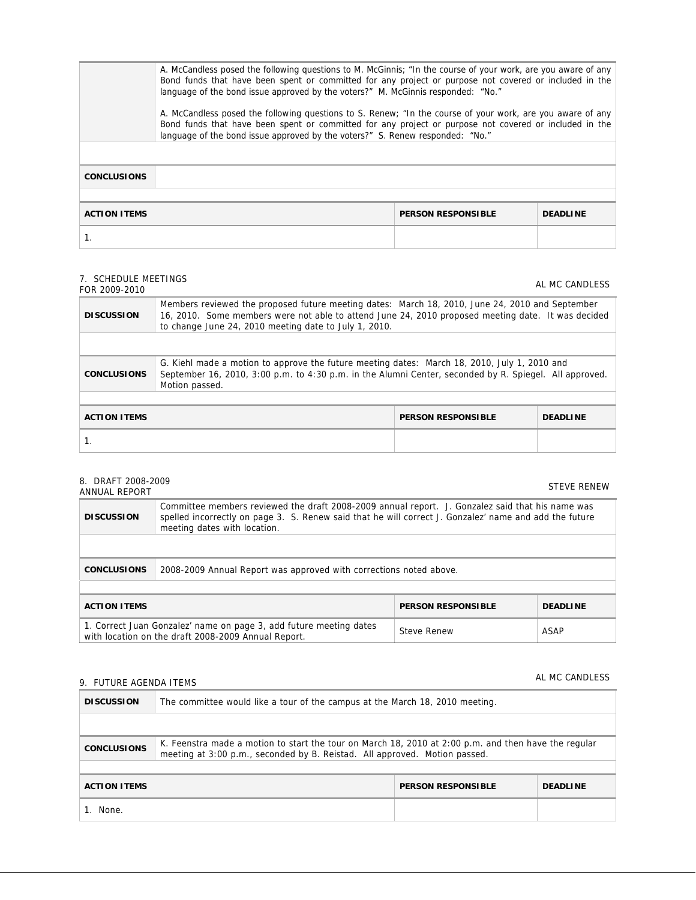| | |
|---|---|
| | A. McCandless posed the following questions to M. McGinnis; "In the course of your work, are you aware of any Bond funds that have been spent or committed for any project or purpose not covered or included in the language of the bond issue approved by the voters?" M. McGinnis responded: "No."<br><br>A. McCandless posed the following questions to S. Renew; "In the course of your work, are you aware of any Bond funds that have been spent or committed for any project or purpose not covered or included in the language of the bond issue approved by the voters?" S. Renew responded: "No." |
| **CONCLUSIONS** | |

| **ACTION ITEMS** | **PERSON RESPONSIBLE** | **DEADLINE** |
|---|---|---|
| 1. | | |

7. SCHEDULE MEETINGS FOR 2009-2010 — AL MC CANDLESS

| | |
|---|---|
| **DISCUSSION** | Members reviewed the proposed future meeting dates: March 18, 2010, June 24, 2010 and September 16, 2010. Some members were not able to attend June 24, 2010 proposed meeting date. It was decided to change June 24, 2010 meeting date to July 1, 2010. |
| **CONCLUSIONS** | G. Kiehl made a motion to approve the future meeting dates: March 18, 2010, July 1, 2010 and September 16, 2010, 3:00 p.m. to 4:30 p.m. in the Alumni Center, seconded by R. Spiegel. All approved. Motion passed. |

| **ACTION ITEMS** | **PERSON RESPONSIBLE** | **DEADLINE** |
|---|---|---|
| 1. | | |

8. DRAFT 2008-2009 ANNUAL REPORT — STEVE RENEW

| | |
|---|---|
| **DISCUSSION** | Committee members reviewed the draft 2008-2009 annual report. J. Gonzalez said that his name was spelled incorrectly on page 3. S. Renew said that he will correct J. Gonzalez' name and add the future meeting dates with location. |
| **CONCLUSIONS** | 2008-2009 Annual Report was approved with corrections noted above. |

| **ACTION ITEMS** | **PERSON RESPONSIBLE** | **DEADLINE** |
|---|---|---|
| 1. Correct Juan Gonzalez' name on page 3, add future meeting dates with location on the draft 2008-2009 Annual Report. | Steve Renew | ASAP |

9. FUTURE AGENDA ITEMS — AL MC CANDLESS

| | |
|---|---|
| **DISCUSSION** | The committee would like a tour of the campus at the March 18, 2010 meeting. |
| **CONCLUSIONS** | K. Feenstra made a motion to start the tour on March 18, 2010 at 2:00 p.m. and then have the regular meeting at 3:00 p.m., seconded by B. Reistad. All approved. Motion passed. |

| **ACTION ITEMS** | **PERSON RESPONSIBLE** | **DEADLINE** |
|---|---|---|
| 1. None. | | |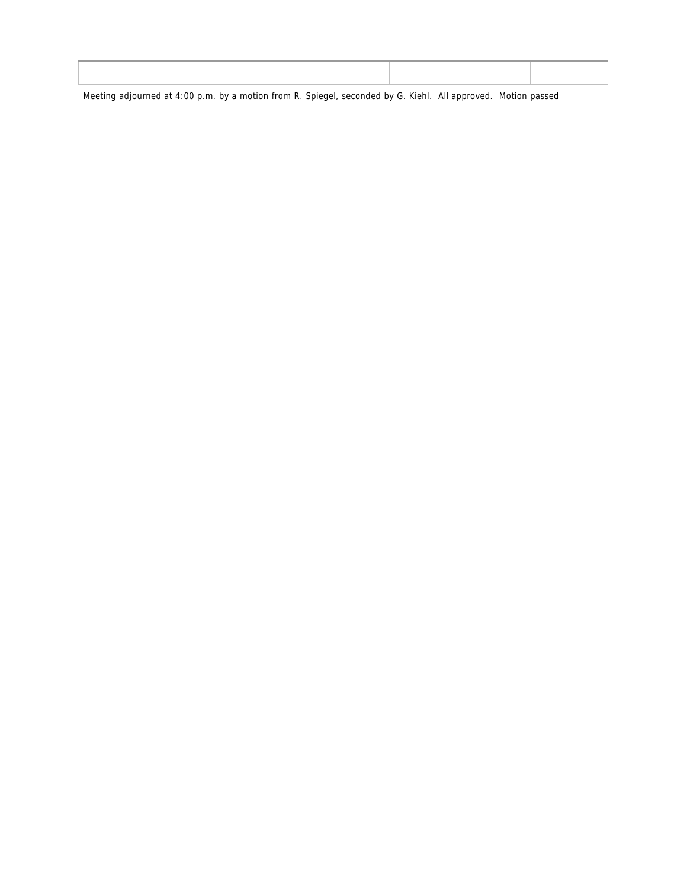| | | |
|---|---|---|
| | | |

Meeting adjourned at 4:00 p.m. by a motion from R. Spiegel, seconded by G. Kiehl. All approved. Motion passed